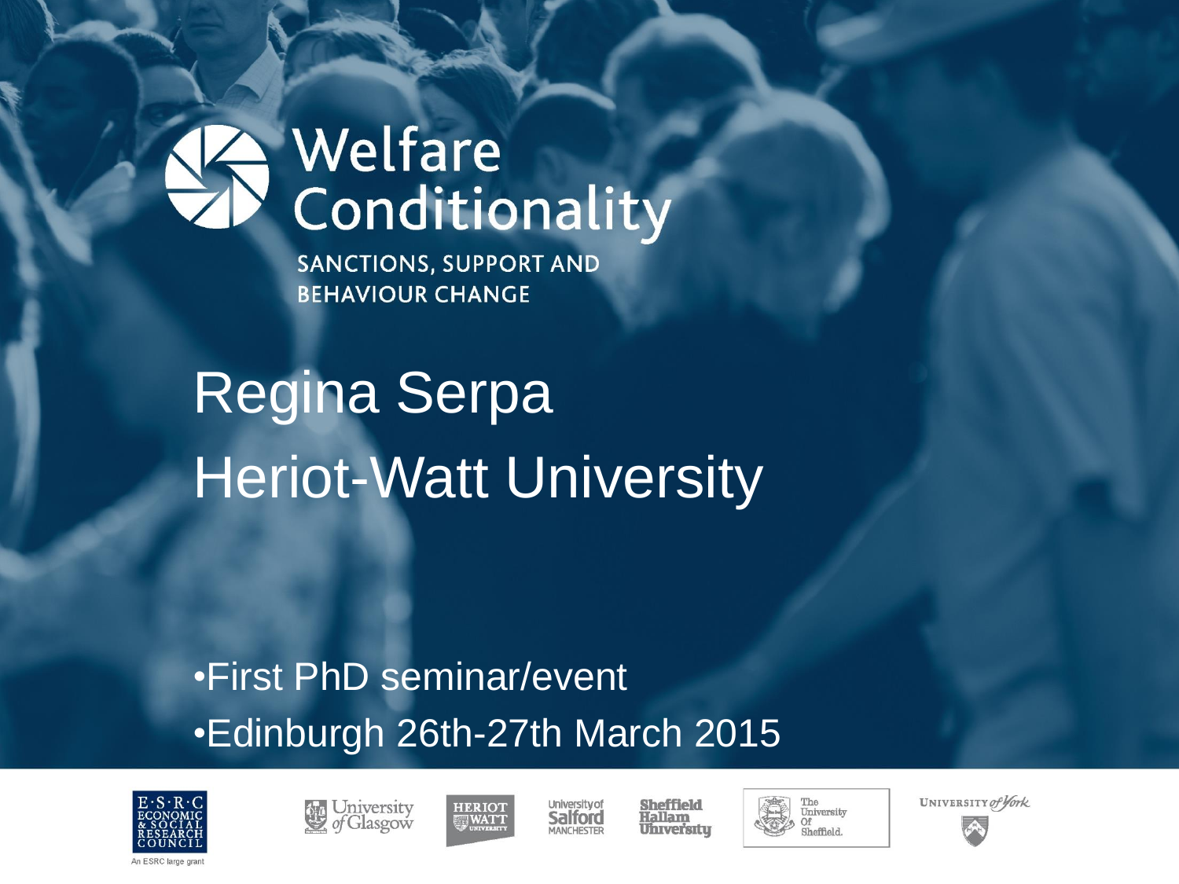# Welfare Conditionality

SANCTIONS, SUPPORT AND BEHAVIOUR CHANGE

## Regina Serpa
## Heriot-Watt University

- First PhD seminar/event
- Edinburgh 26th-27th March 2015

E·S·R·C ECONOMIC & SOCIAL RESEARCH COUNCIL

An ESRC large grant

University of Glasgow

HERIOT WATT UNIVERSITY

University of Salford MANCHESTER

Sheffield Hallam University

The University Of Sheffield.

UNIVERSITY of York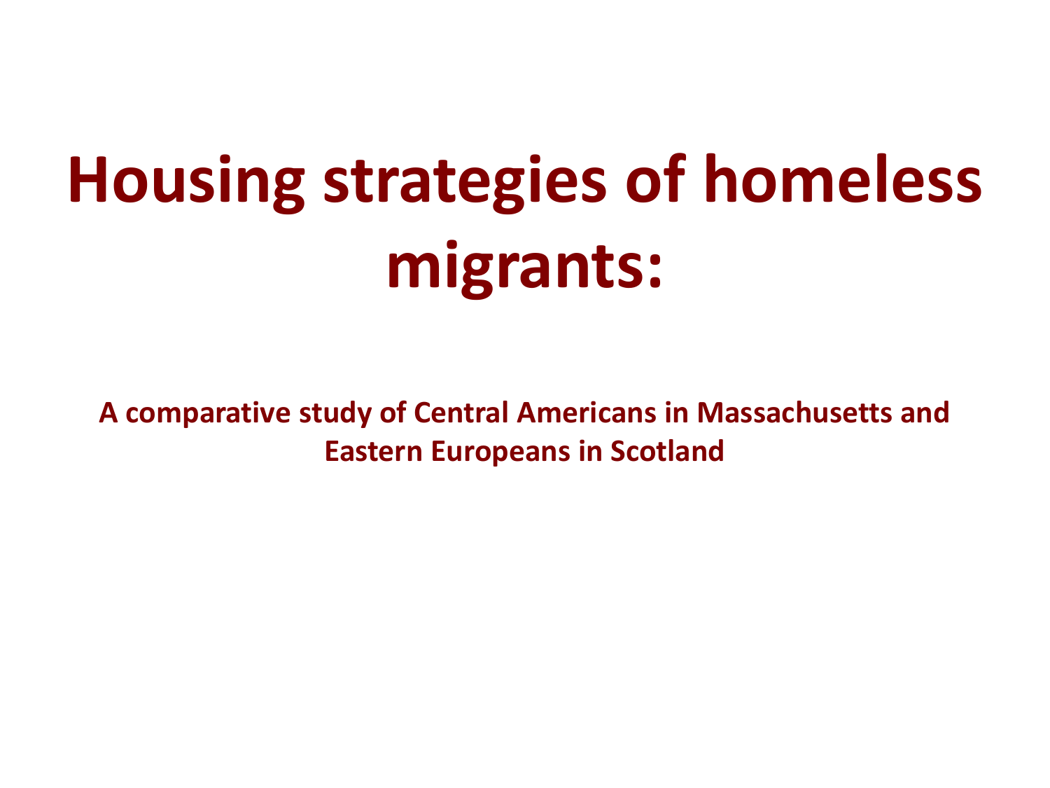# Housing strategies of homeless migrants:

**A comparative study of Central Americans in Massachusetts and Eastern Europeans in Scotland**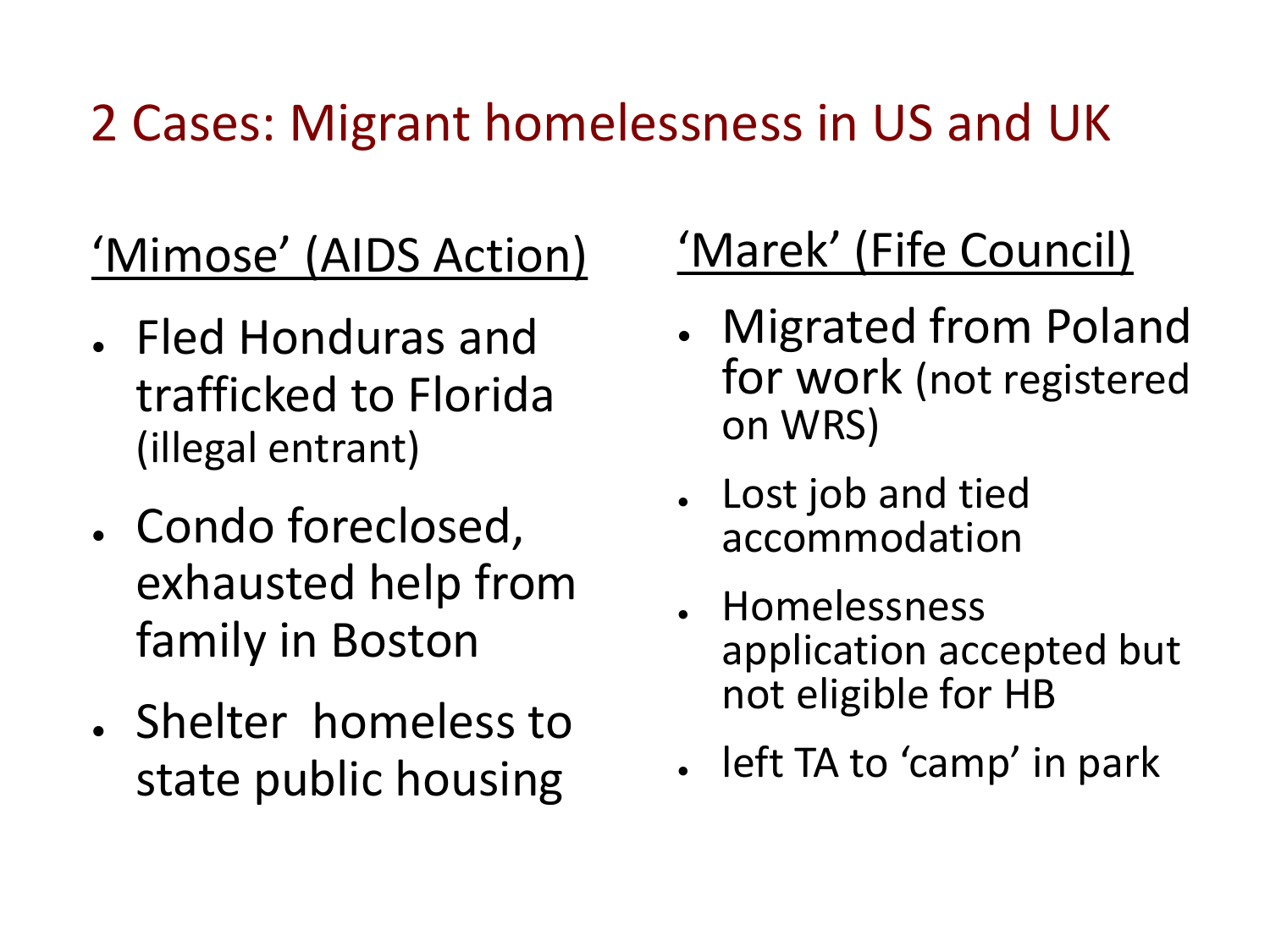# 2 Cases: Migrant homelessness in US and UK

## ‘Mimose’ (AIDS Action)

- Fled Honduras and trafficked to Florida (illegal entrant)
- Condo foreclosed, exhausted help from family in Boston
- Shelter homeless to state public housing

## ‘Marek’ (Fife Council)

- Migrated from Poland for work (not registered on WRS)
- Lost job and tied accommodation
- Homelessness application accepted but not eligible for HB
- left TA to ‘camp’ in park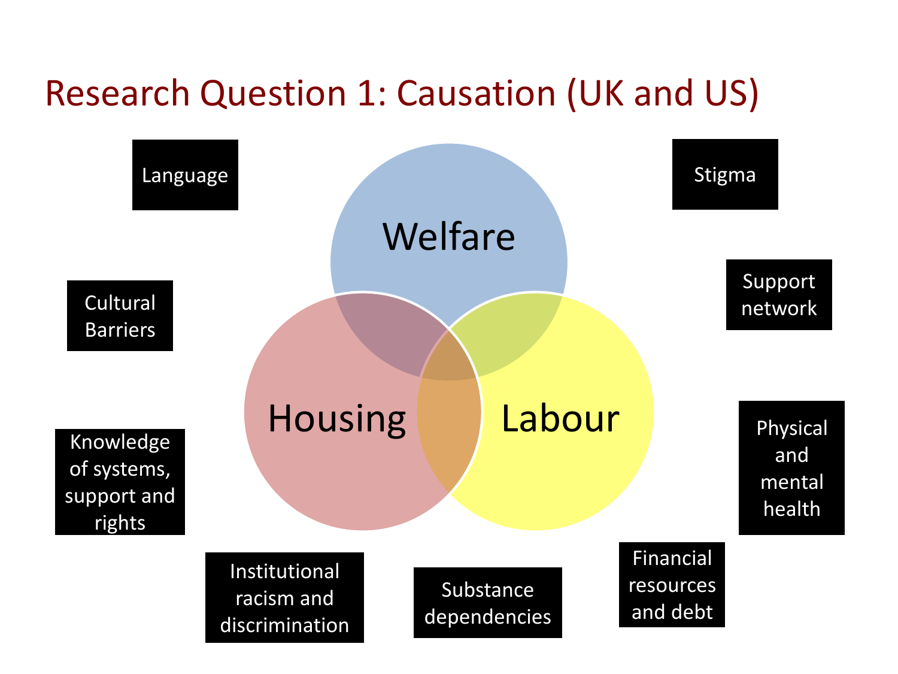# Research Question 1: Causation (UK and US)

Welfare

Housing

Labour

Language

Cultural Barriers

Knowledge of systems, support and rights

Institutional racism and discrimination

Substance dependencies

Financial resources and debt

Physical and mental health

Support network

Stigma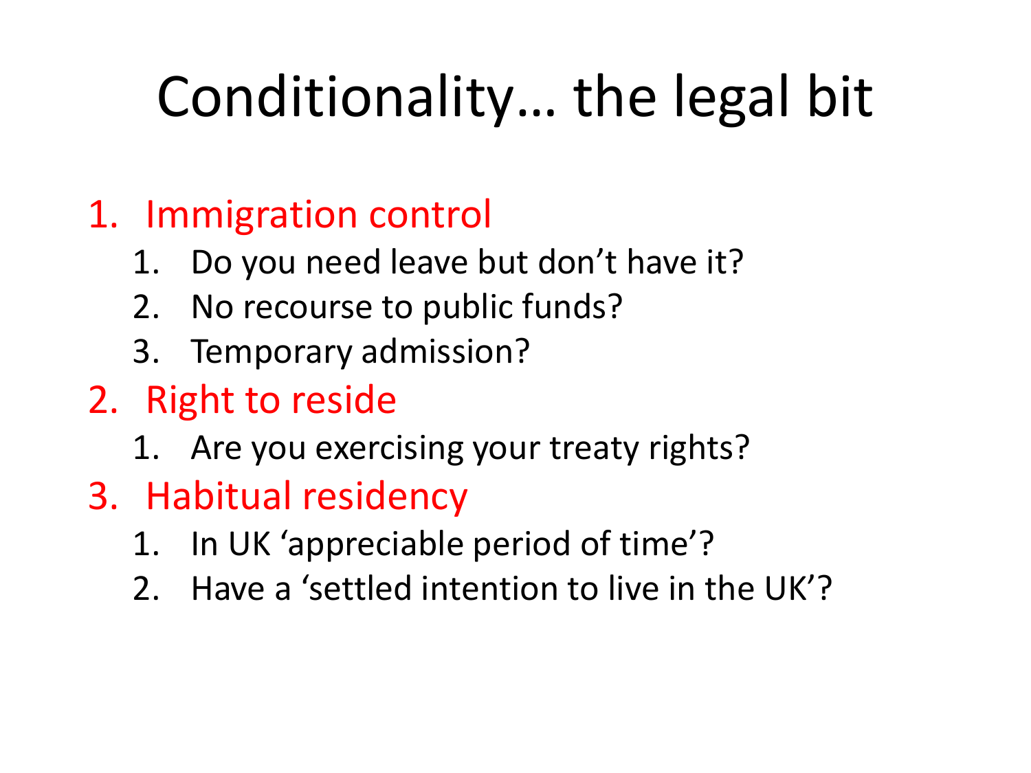# Conditionality… the legal bit

1. Immigration control
    1. Do you need leave but don't have it?
    2. No recourse to public funds?
    3. Temporary admission?
2. Right to reside
    1. Are you exercising your treaty rights?
3. Habitual residency
    1. In UK 'appreciable period of time'?
    2. Have a 'settled intention to live in the UK'?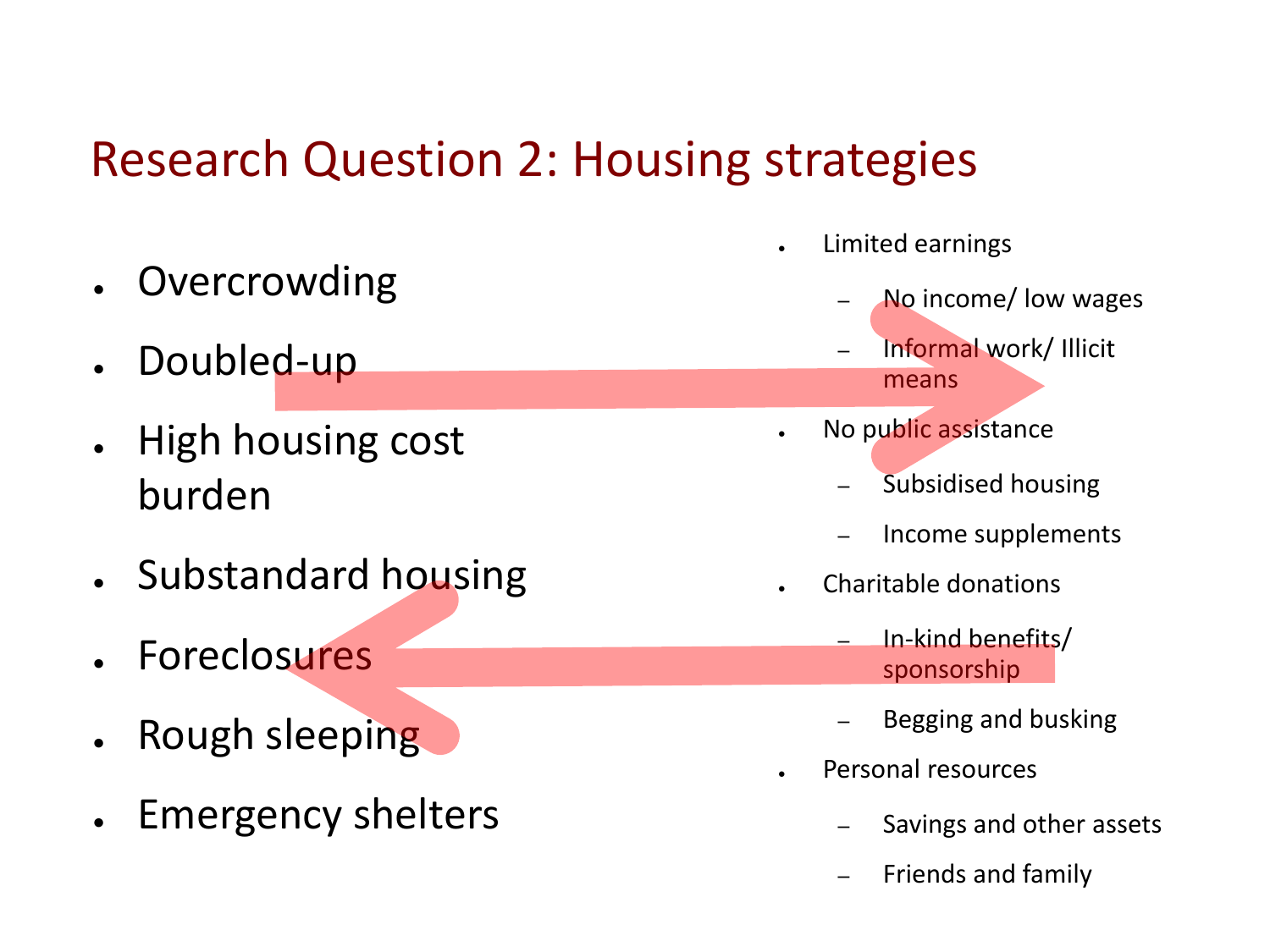## Research Question 2: Housing strategies

- Overcrowding
- Doubled-up
- High housing cost burden
- Substandard housing
- Foreclosures
- Rough sleeping
- Emergency shelters

- Limited earnings
  - No income/ low wages
  - Informal work/ Illicit means
- No public assistance
  - Subsidised housing
  - Income supplements
- Charitable donations
  - In-kind benefits/ sponsorship
  - Begging and busking
- Personal resources
  - Savings and other assets
  - Friends and family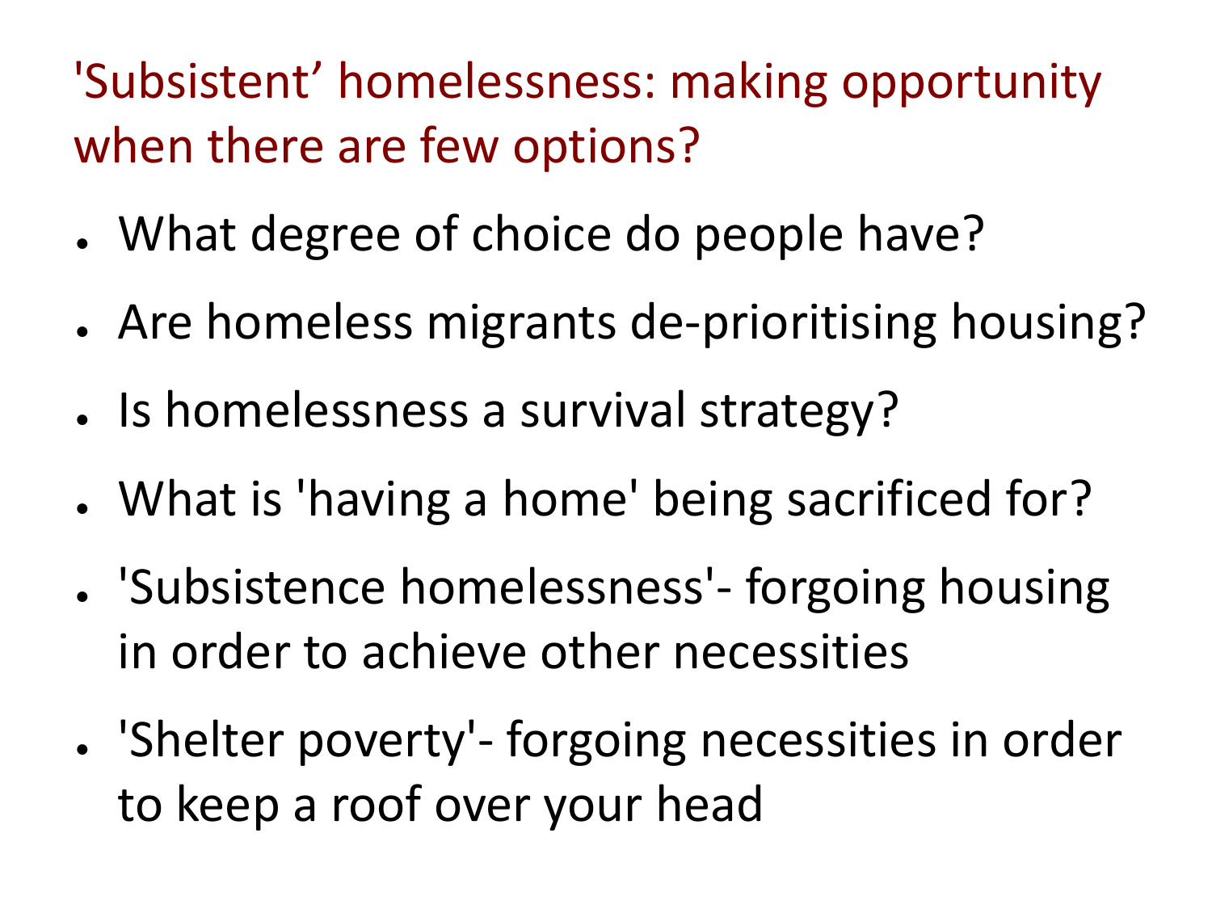## 'Subsistent' homelessness: making opportunity when there are few options?

- What degree of choice do people have?
- Are homeless migrants de-prioritising housing?
- Is homelessness a survival strategy?
- What is 'having a home' being sacrificed for?
- 'Subsistence homelessness'- forgoing housing in order to achieve other necessities
- 'Shelter poverty'- forgoing necessities in order to keep a roof over your head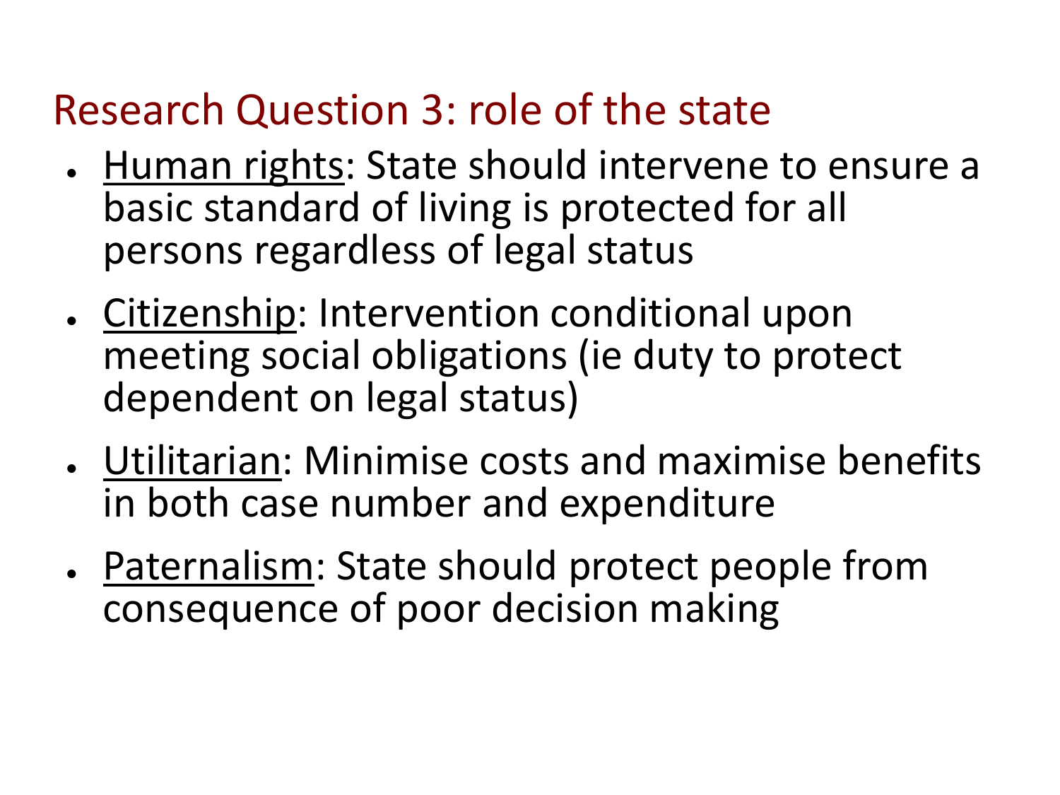## Research Question 3: role of the state

- <u>Human rights</u>: State should intervene to ensure a basic standard of living is protected for all persons regardless of legal status
- <u>Citizenship</u>: Intervention conditional upon meeting social obligations (ie duty to protect dependent on legal status)
- <u>Utilitarian</u>: Minimise costs and maximise benefits in both case number and expenditure
- <u>Paternalism</u>: State should protect people from consequence of poor decision making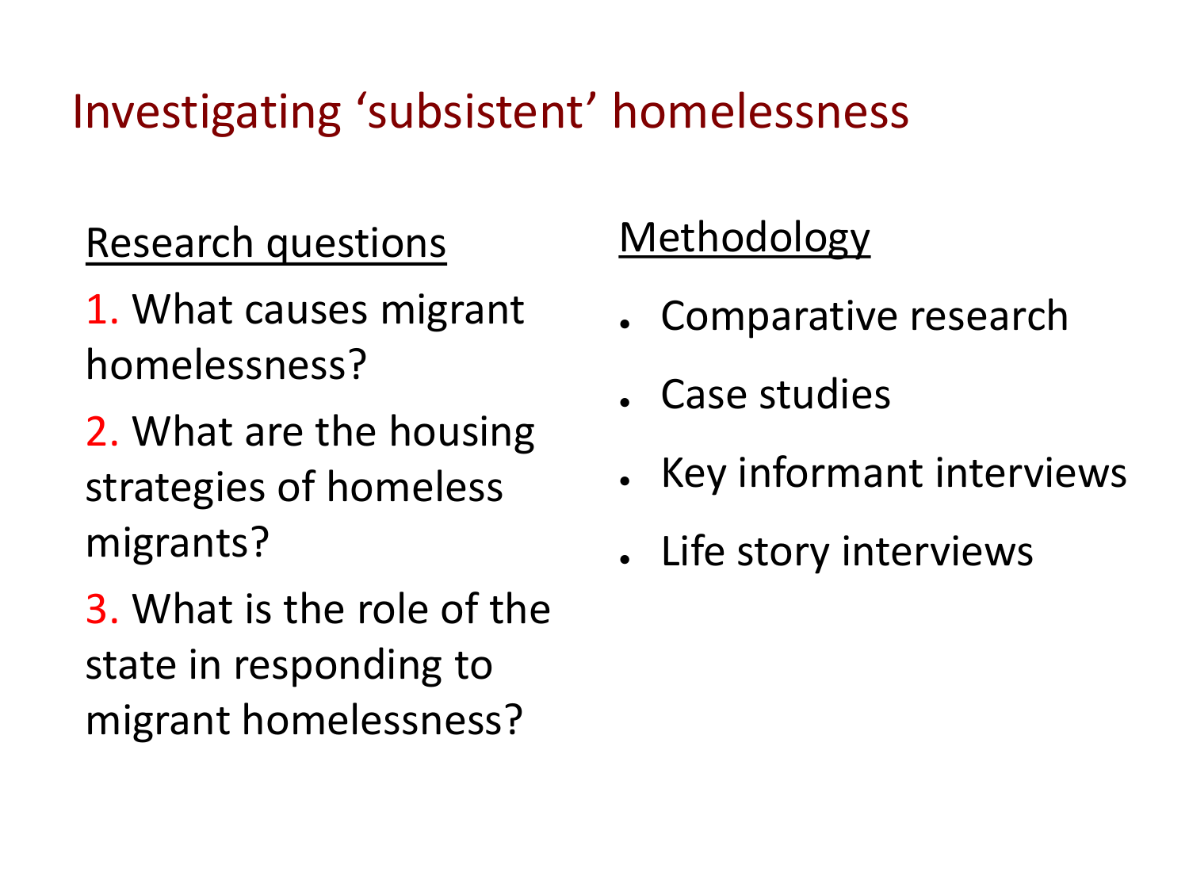# Investigating ‘subsistent’ homelessness

## Research questions

1. What causes migrant homelessness?
2. What are the housing strategies of homeless migrants?
3. What is the role of the state in responding to migrant homelessness?

## Methodology

- Comparative research
- Case studies
- Key informant interviews
- Life story interviews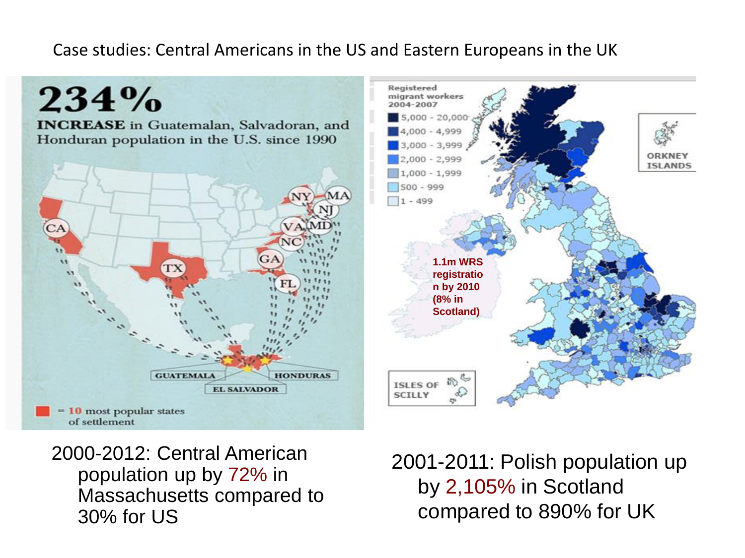Case studies: Central Americans in the US and Eastern Europeans in the UK

234%

INCREASE in Guatemalan, Salvadoran, and Honduran population in the U.S. since 1990

CA
TX
NY
MA
NJ
VA
MD
NC
GA
FL
GUATEMALA
EL SALVADOR
HONDURAS

= 10 most popular states of settlement

Registered migrant workers 2004-2007

5,000 - 20,000
4,000 - 4,999
3,000 - 3,999
2,000 - 2,999
1,000 - 1,999
500 - 999
1 - 499

ORKNEY ISLANDS

ISLES OF SCILLY

1.1m WRS registration by 2010 (8% in Scotland)

2000-2012: Central American population up by 72% in Massachusetts compared to 30% for US

2001-2011: Polish population up by 2,105% in Scotland compared to 890% for UK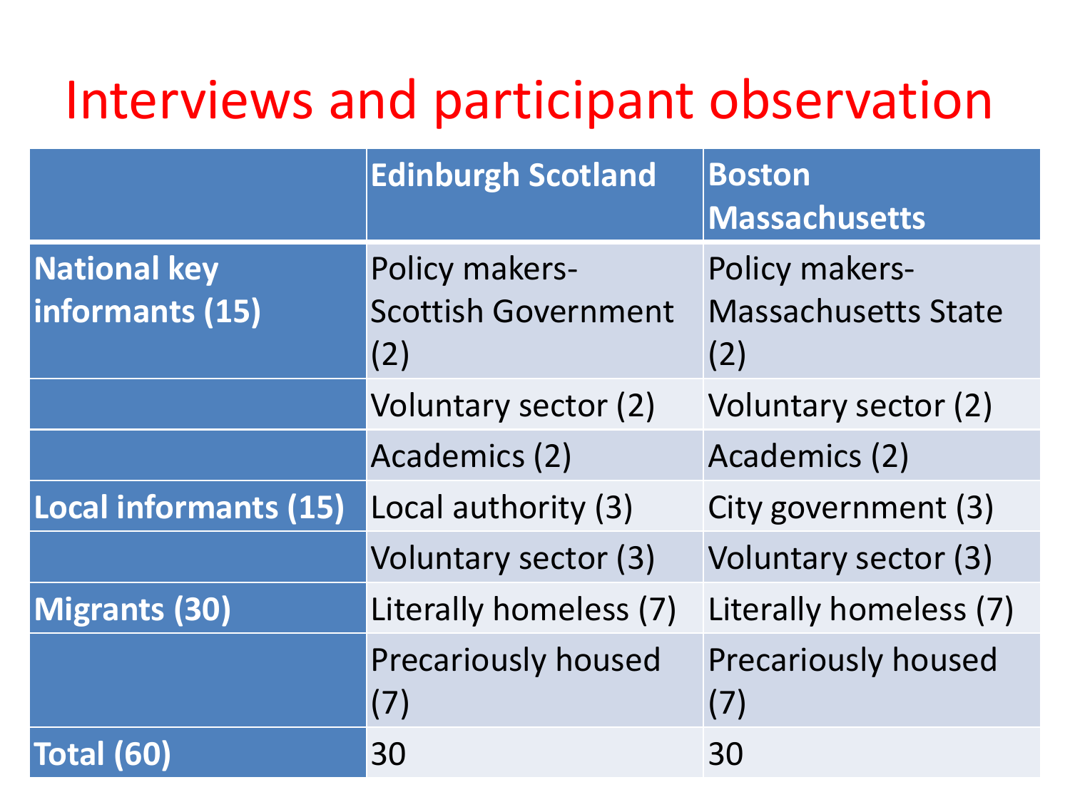# Interviews and participant observation

| | Edinburgh Scotland | Boston Massachusetts |
|---|---|---|
| **National key informants (15)** | Policy makers- Scottish Government (2) | Policy makers- Massachusetts State (2) |
| | Voluntary sector (2) | Voluntary sector (2) |
| | Academics (2) | Academics (2) |
| **Local informants (15)** | Local authority (3) | City government (3) |
| | Voluntary sector (3) | Voluntary sector (3) |
| **Migrants (30)** | Literally homeless (7) | Literally homeless (7) |
| | Precariously housed (7) | Precariously housed (7) |
| **Total (60)** | 30 | 30 |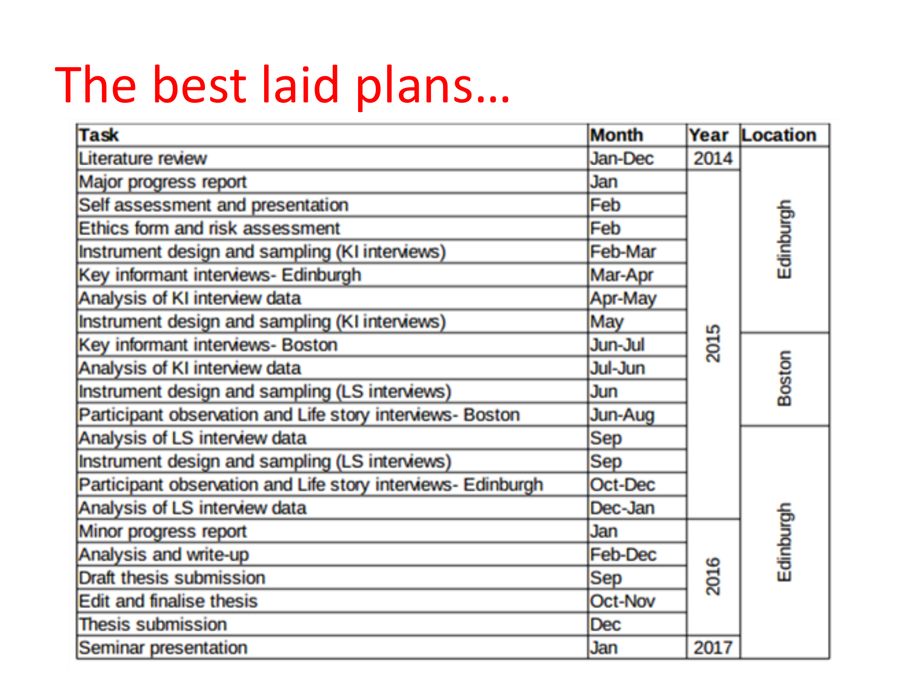# The best laid plans…

| Task | Month | Year | Location |
|---|---|---|---|
| Literature review | Jan-Dec | 2014 | Edinburgh |
| Major progress report | Jan | 2015 | Edinburgh |
| Self assessment and presentation | Feb | 2015 | Edinburgh |
| Ethics form and risk assessment | Feb | 2015 | Edinburgh |
| Instrument design and sampling (KI interviews) | Feb-Mar | 2015 | Edinburgh |
| Key informant interviews- Edinburgh | Mar-Apr | 2015 | Edinburgh |
| Analysis of KI interview data | Apr-May | 2015 | Edinburgh |
| Instrument design and sampling (KI interviews) | May | 2015 | Edinburgh |
| Key informant interviews- Boston | Jun-Jul | 2015 | Boston |
| Analysis of KI interview data | Jul-Jun | 2015 | Boston |
| Instrument design and sampling (LS interviews) | Jun | 2015 | Boston |
| Participant observation and Life story interviews- Boston | Jun-Aug | 2015 | Boston |
| Analysis of LS interview data | Sep | 2015 | Edinburgh |
| Instrument design and sampling (LS interviews) | Sep | 2015 | Edinburgh |
| Participant observation and Life story interviews- Edinburgh | Oct-Dec | 2015 | Edinburgh |
| Analysis of LS interview data | Dec-Jan | 2015 | Edinburgh |
| Minor progress report | Jan | 2016 | Edinburgh |
| Analysis and write-up | Feb-Dec | 2016 | Edinburgh |
| Draft thesis submission | Sep | 2016 | Edinburgh |
| Edit and finalise thesis | Oct-Nov | 2016 | Edinburgh |
| Thesis submission | Dec | 2016 | Edinburgh |
| Seminar presentation | Jan | 2017 | Edinburgh |